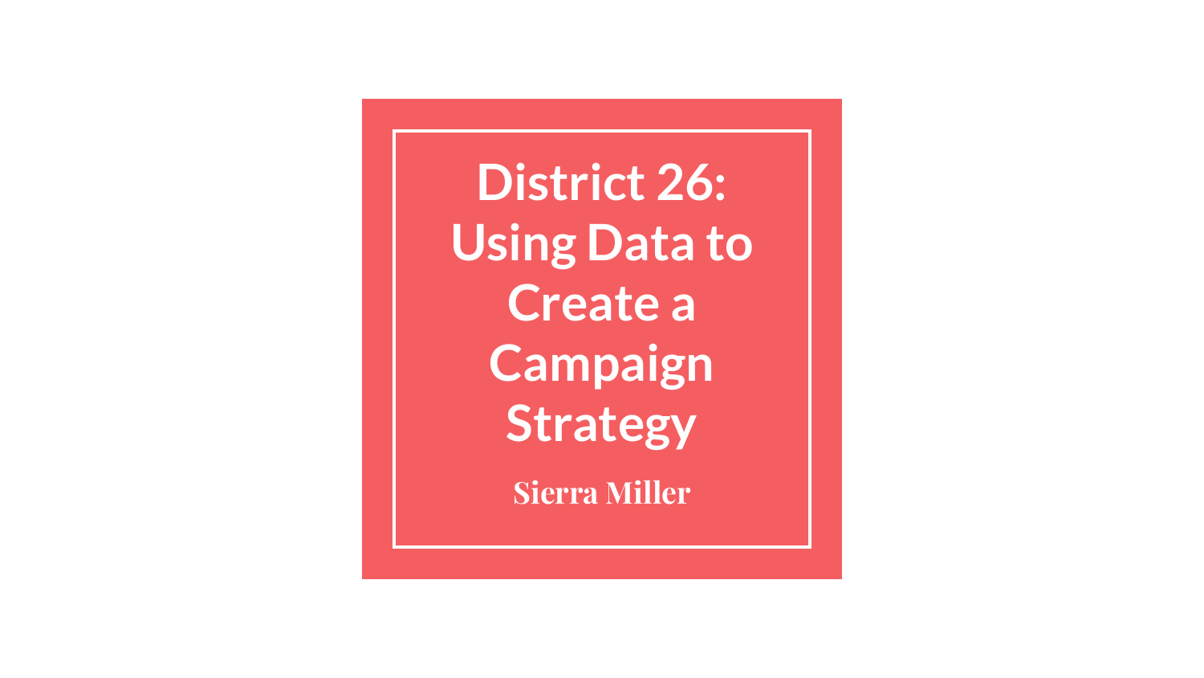# District 26: Using Data to Create a Campaign Strategy

Sierra Miller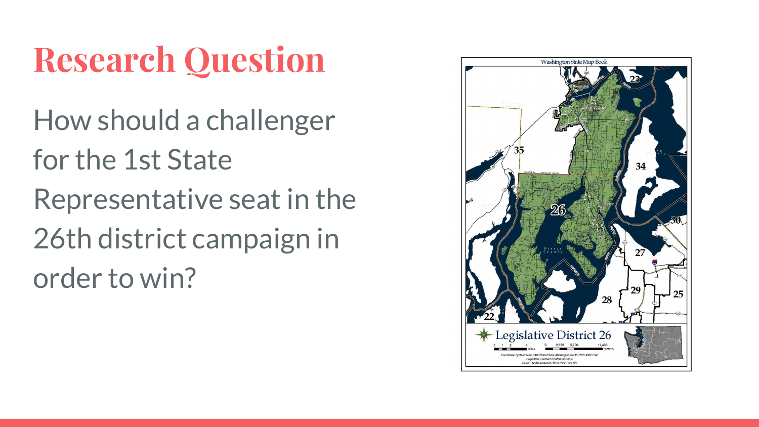# Research Question

How should a challenger for the 1st State Representative seat in the 26th district campaign in order to win?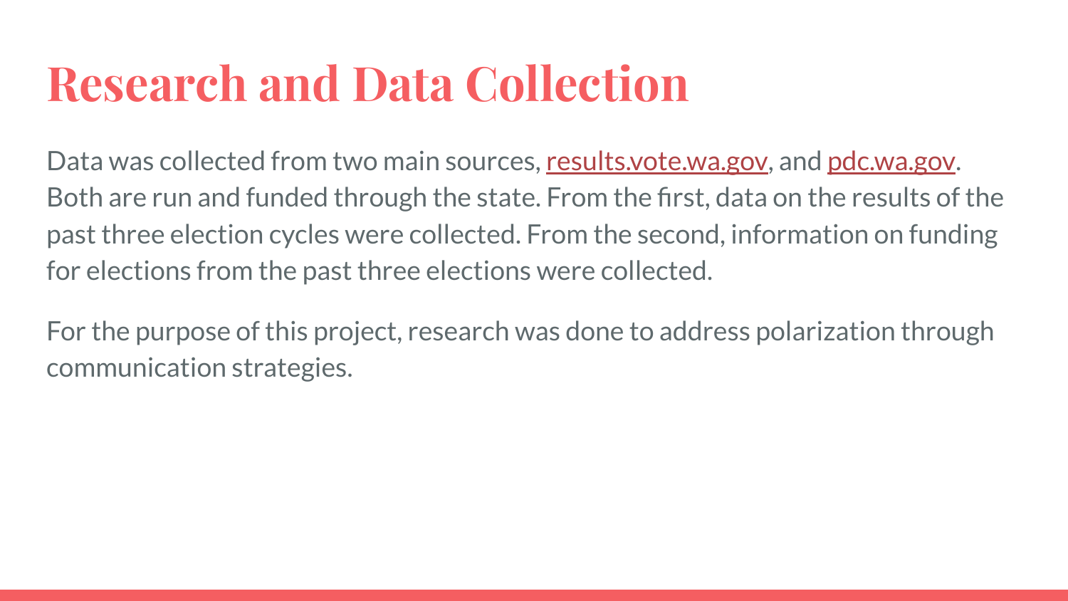# Research and Data Collection

Data was collected from two main sources, [results.vote.wa.gov](results.vote.wa.gov), and [pdc.wa.gov](pdc.wa.gov). Both are run and funded through the state. From the first, data on the results of the past three election cycles were collected. From the second, information on funding for elections from the past three elections were collected.

For the purpose of this project, research was done to address polarization through communication strategies.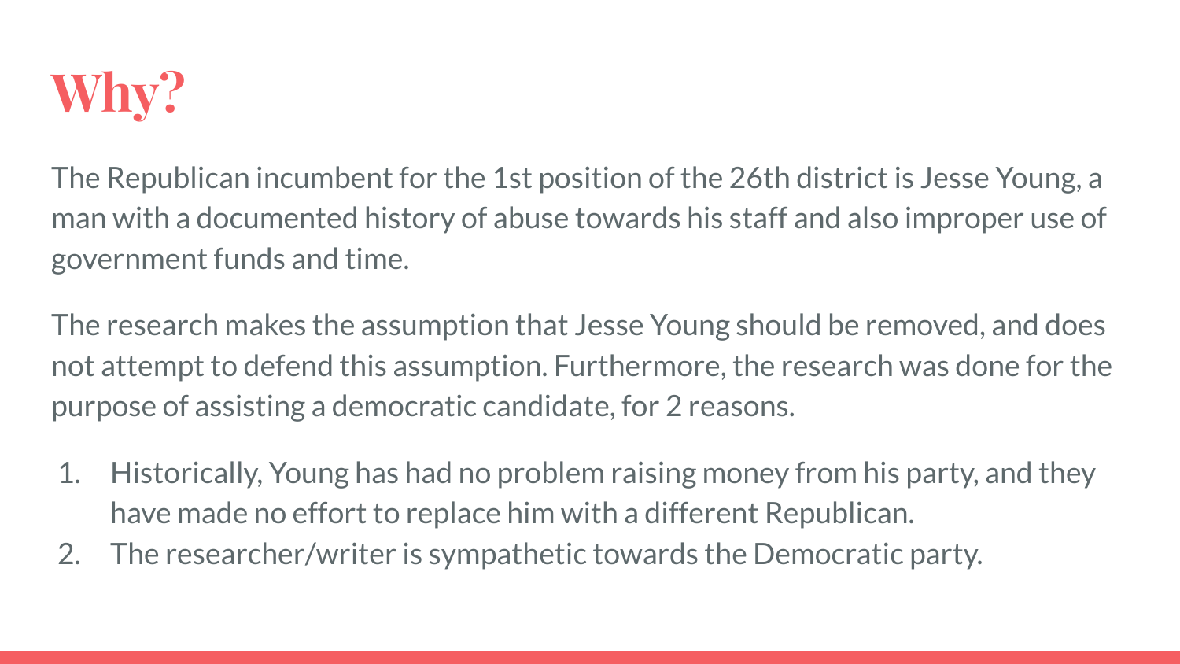# Why?

The Republican incumbent for the 1st position of the 26th district is Jesse Young, a man with a documented history of abuse towards his staff and also improper use of government funds and time.

The research makes the assumption that Jesse Young should be removed, and does not attempt to defend this assumption. Furthermore, the research was done for the purpose of assisting a democratic candidate, for 2 reasons.

1. Historically, Young has had no problem raising money from his party, and they have made no effort to replace him with a different Republican.
2. The researcher/writer is sympathetic towards the Democratic party.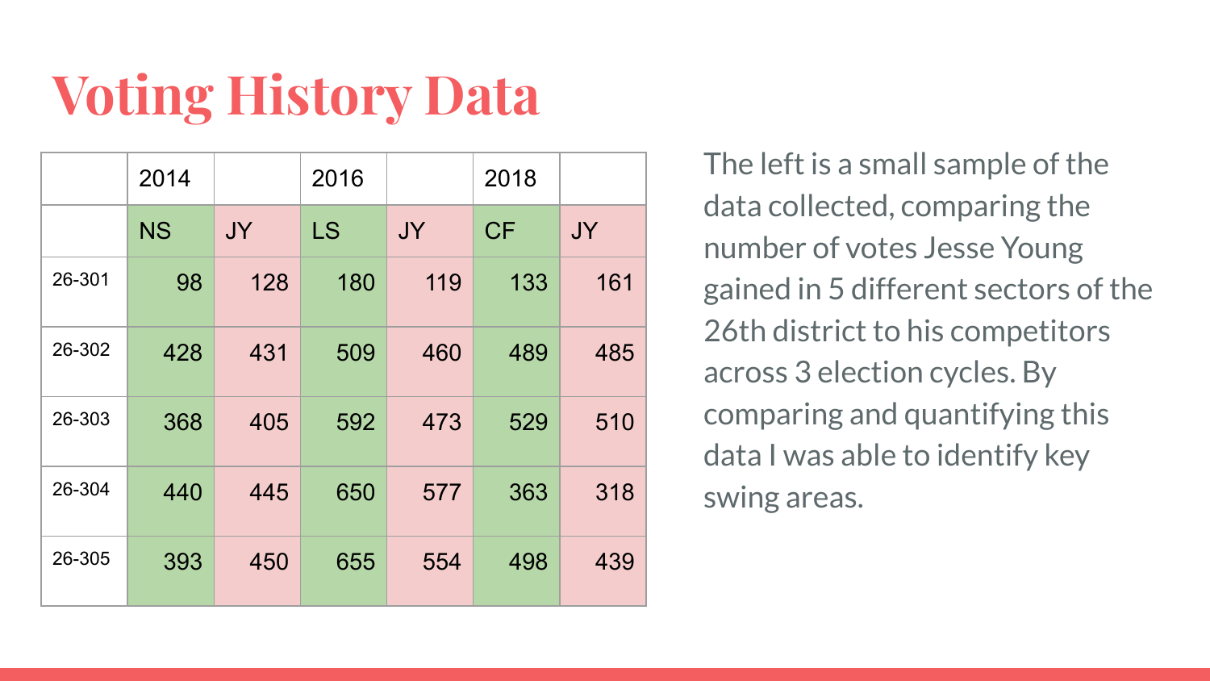# Voting History Data

| | 2014 | | 2016 | | 2018 | |
|---|---|---|---|---|---|---|
| | NS | JY | LS | JY | CF | JY |
| 26-301 | 98 | 128 | 180 | 119 | 133 | 161 |
| 26-302 | 428 | 431 | 509 | 460 | 489 | 485 |
| 26-303 | 368 | 405 | 592 | 473 | 529 | 510 |
| 26-304 | 440 | 445 | 650 | 577 | 363 | 318 |
| 26-305 | 393 | 450 | 655 | 554 | 498 | 439 |

The left is a small sample of the data collected, comparing the number of votes Jesse Young gained in 5 different sectors of the 26th district to his competitors across 3 election cycles. By comparing and quantifying this data I was able to identify key swing areas.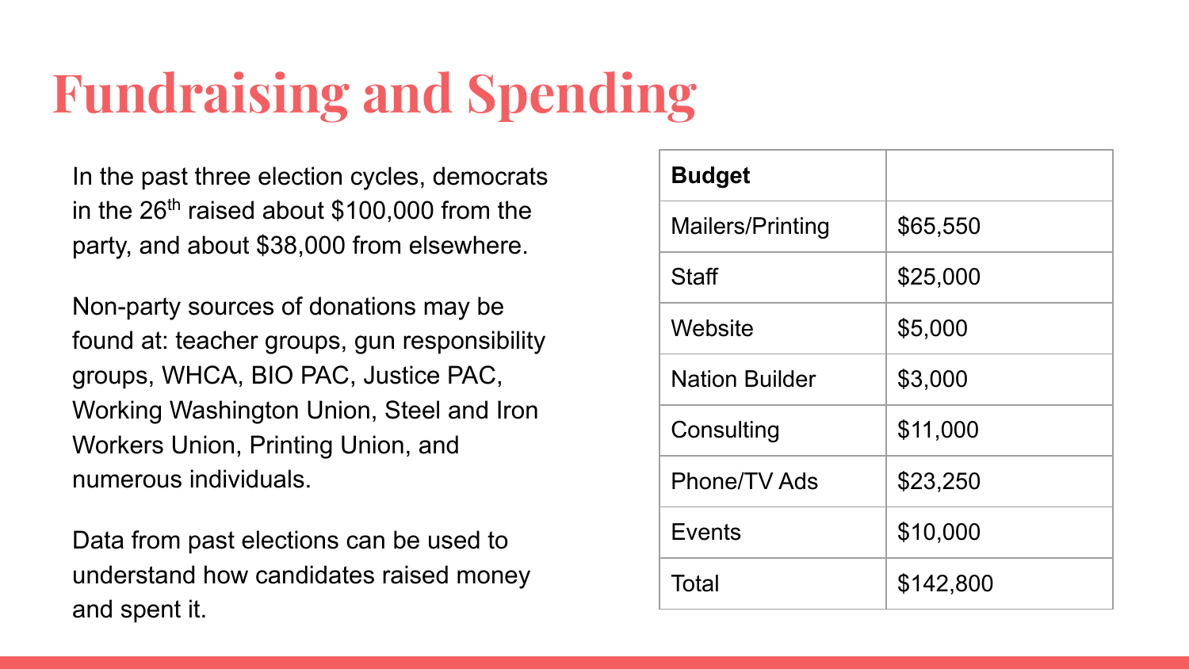# Fundraising and Spending

In the past three election cycles, democrats in the 26th raised about $100,000 from the party, and about $38,000 from elsewhere.

Non-party sources of donations may be found at: teacher groups, gun responsibility groups, WHCA, BIO PAC, Justice PAC, Working Washington Union, Steel and Iron Workers Union, Printing Union, and numerous individuals.

Data from past elections can be used to understand how candidates raised money and spent it.

| **Budget** | |
|---|---|
| Mailers/Printing | $65,550 |
| Staff | $25,000 |
| Website | $5,000 |
| Nation Builder | $3,000 |
| Consulting | $11,000 |
| Phone/TV Ads | $23,250 |
| Events | $10,000 |
| Total | $142,800 |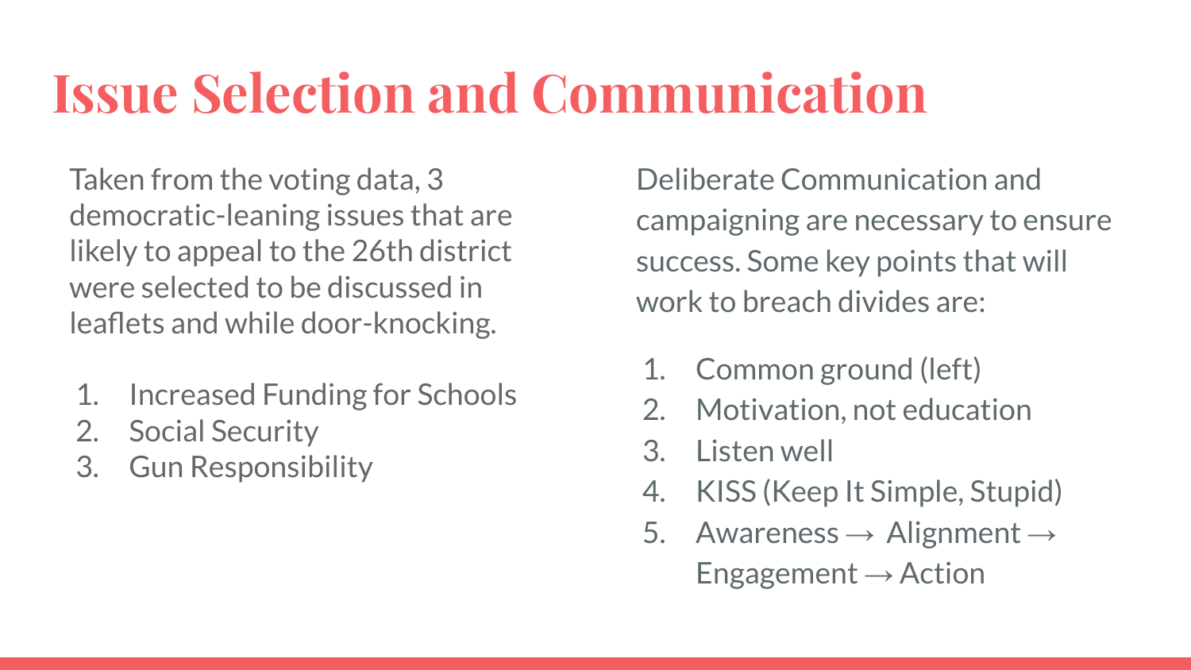# Issue Selection and Communication

Taken from the voting data, 3 democratic-leaning issues that are likely to appeal to the 26th district were selected to be discussed in leaflets and while door-knocking.

1. Increased Funding for Schools
2. Social Security
3. Gun Responsibility

Deliberate Communication and campaigning are necessary to ensure success. Some key points that will work to breach divides are:

1. Common ground (left)
2. Motivation, not education
3. Listen well
4. KISS (Keep It Simple, Stupid)
5. Awareness → Alignment → Engagement → Action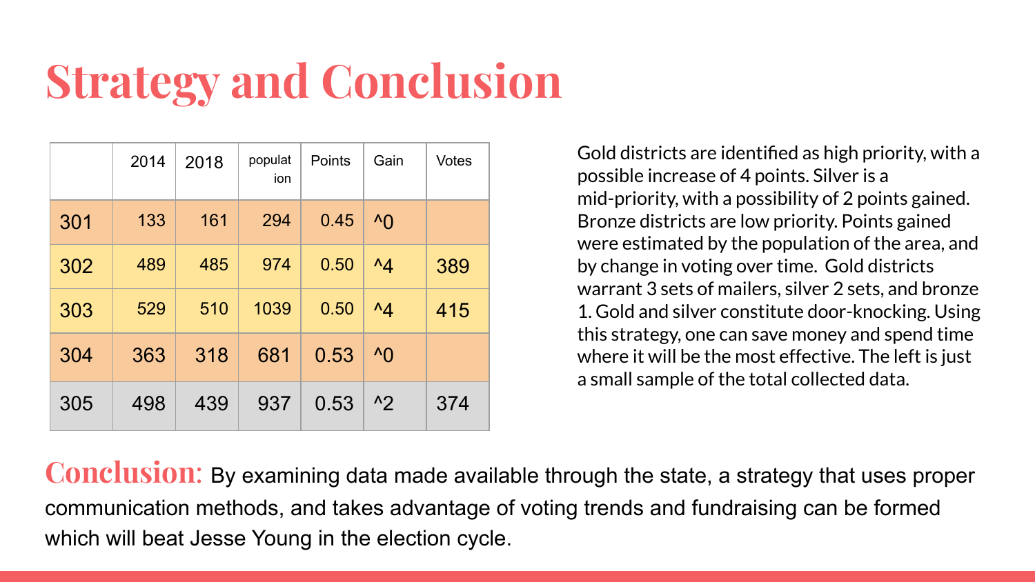# Strategy and Conclusion

| | 2014 | 2018 | population | Points | Gain | Votes |
|---|---|---|---|---|---|---|
| 301 | 133 | 161 | 294 | 0.45 | ^0 | |
| 302 | 489 | 485 | 974 | 0.50 | ^4 | 389 |
| 303 | 529 | 510 | 1039 | 0.50 | ^4 | 415 |
| 304 | 363 | 318 | 681 | 0.53 | ^0 | |
| 305 | 498 | 439 | 937 | 0.53 | ^2 | 374 |

Gold districts are identified as high priority, with a possible increase of 4 points. Silver is a mid-priority, with a possibility of 2 points gained. Bronze districts are low priority. Points gained were estimated by the population of the area, and by change in voting over time. Gold districts warrant 3 sets of mailers, silver 2 sets, and bronze 1. Gold and silver constitute door-knocking. Using this strategy, one can save money and spend time where it will be the most effective. The left is just a small sample of the total collected data.

**Conclusion:** By examining data made available through the state, a strategy that uses proper communication methods, and takes advantage of voting trends and fundraising can be formed which will beat Jesse Young in the election cycle.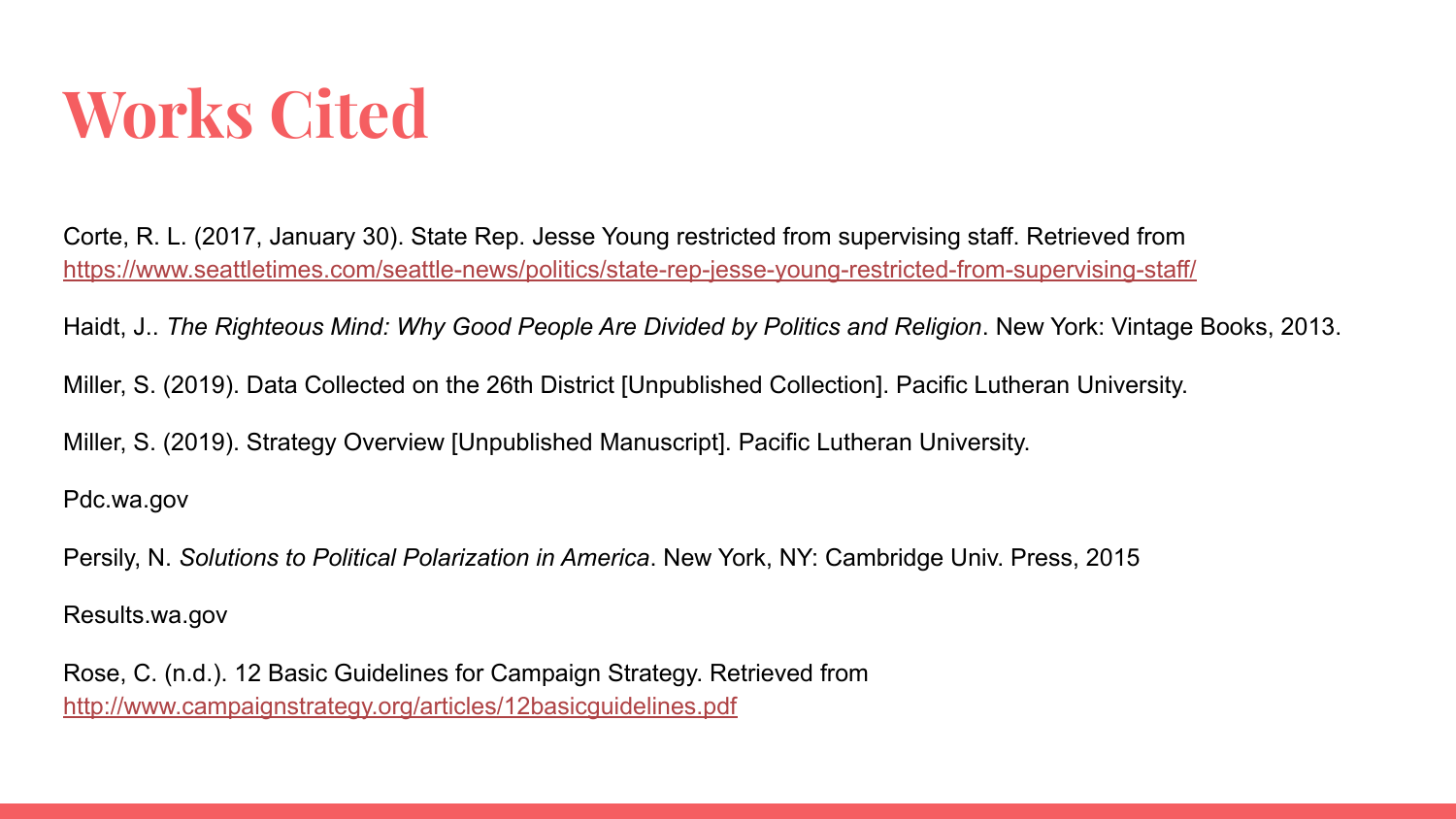# Works Cited

Corte, R. L. (2017, January 30). State Rep. Jesse Young restricted from supervising staff. Retrieved from https://www.seattletimes.com/seattle-news/politics/state-rep-jesse-young-restricted-from-supervising-staff/

Haidt, J.. *The Righteous Mind: Why Good People Are Divided by Politics and Religion*. New York: Vintage Books, 2013.

Miller, S. (2019). Data Collected on the 26th District [Unpublished Collection]. Pacific Lutheran University.

Miller, S. (2019). Strategy Overview [Unpublished Manuscript]. Pacific Lutheran University.

Pdc.wa.gov

Persily, N. *Solutions to Political Polarization in America*. New York, NY: Cambridge Univ. Press, 2015

Results.wa.gov

Rose, C. (n.d.). 12 Basic Guidelines for Campaign Strategy. Retrieved from http://www.campaignstrategy.org/articles/12basicguidelines.pdf